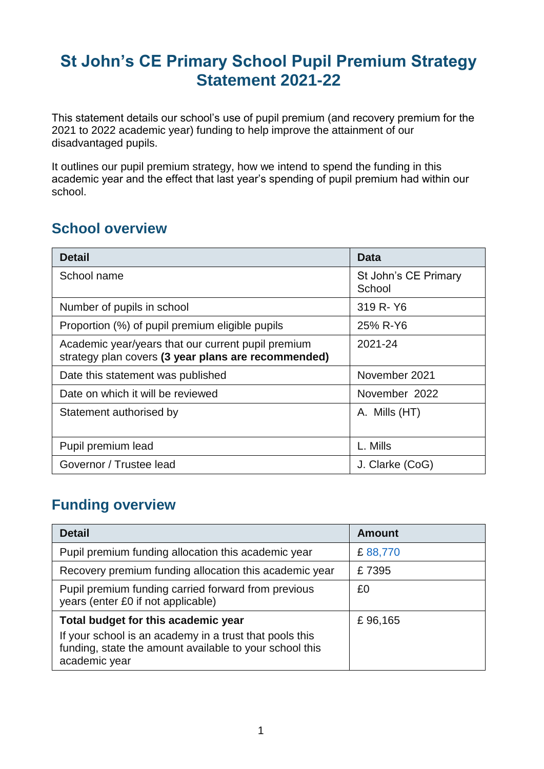# St John's CE Primary School Pupil Premium Strategy Statement 2021-22

This statement details our school's use of pupil premium (and recovery premium for the 2021 to 2022 academic year) funding to help improve the attainment of our disadvantaged pupils.

It outlines our pupil premium strategy, how we intend to spend the funding in this academic year and the effect that last year's spending of pupil premium had within our school.

## School overview

| Detail | Data |
|---|---|
| School name | St John's CE Primary School |
| Number of pupils in school | 319 R- Y6 |
| Proportion (%) of pupil premium eligible pupils | 25% R-Y6 |
| Academic year/years that our current pupil premium strategy plan covers **(3 year plans are recommended)** | 2021-24 |
| Date this statement was published | November 2021 |
| Date on which it will be reviewed | November 2022 |
| Statement authorised by | A. Mills (HT) |
| Pupil premium lead | L. Mills |
| Governor / Trustee lead | J. Clarke (CoG) |

## Funding overview

| Detail | Amount |
|---|---|
| Pupil premium funding allocation this academic year | £ 88,770 |
| Recovery premium funding allocation this academic year | £ 7395 |
| Pupil premium funding carried forward from previous years (enter £0 if not applicable) | £0 |
| **Total budget for this academic year**<br>If your school is an academy in a trust that pools this funding, state the amount available to your school this academic year | £ 96,165 |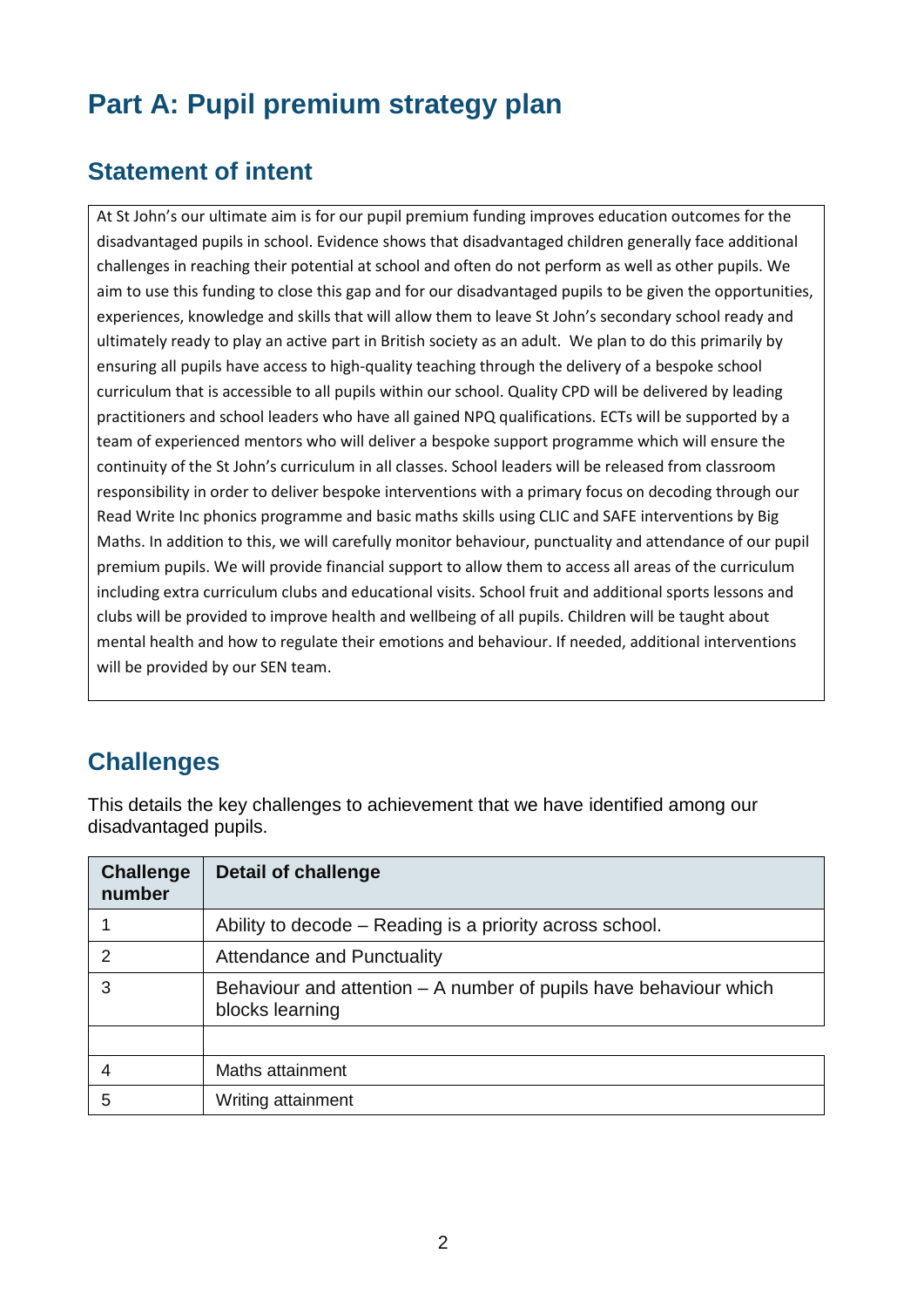# Part A: Pupil premium strategy plan

## Statement of intent

At St John's our ultimate aim is for our pupil premium funding improves education outcomes for the disadvantaged pupils in school. Evidence shows that disadvantaged children generally face additional challenges in reaching their potential at school and often do not perform as well as other pupils. We aim to use this funding to close this gap and for our disadvantaged pupils to be given the opportunities, experiences, knowledge and skills that will allow them to leave St John's secondary school ready and ultimately ready to play an active part in British society as an adult. We plan to do this primarily by ensuring all pupils have access to high-quality teaching through the delivery of a bespoke school curriculum that is accessible to all pupils within our school. Quality CPD will be delivered by leading practitioners and school leaders who have all gained NPQ qualifications. ECTs will be supported by a team of experienced mentors who will deliver a bespoke support programme which will ensure the continuity of the St John's curriculum in all classes. School leaders will be released from classroom responsibility in order to deliver bespoke interventions with a primary focus on decoding through our Read Write Inc phonics programme and basic maths skills using CLIC and SAFE interventions by Big Maths. In addition to this, we will carefully monitor behaviour, punctuality and attendance of our pupil premium pupils. We will provide financial support to allow them to access all areas of the curriculum including extra curriculum clubs and educational visits. School fruit and additional sports lessons and clubs will be provided to improve health and wellbeing of all pupils. Children will be taught about mental health and how to regulate their emotions and behaviour. If needed, additional interventions will be provided by our SEN team.

## Challenges

This details the key challenges to achievement that we have identified among our disadvantaged pupils.

| Challenge number | Detail of challenge |
|---|---|
| 1 | Ability to decode – Reading is a priority across school. |
| 2 | Attendance and Punctuality |
| 3 | Behaviour and attention – A number of pupils have behaviour which blocks learning |
| | |
| 4 | Maths attainment |
| 5 | Writing attainment |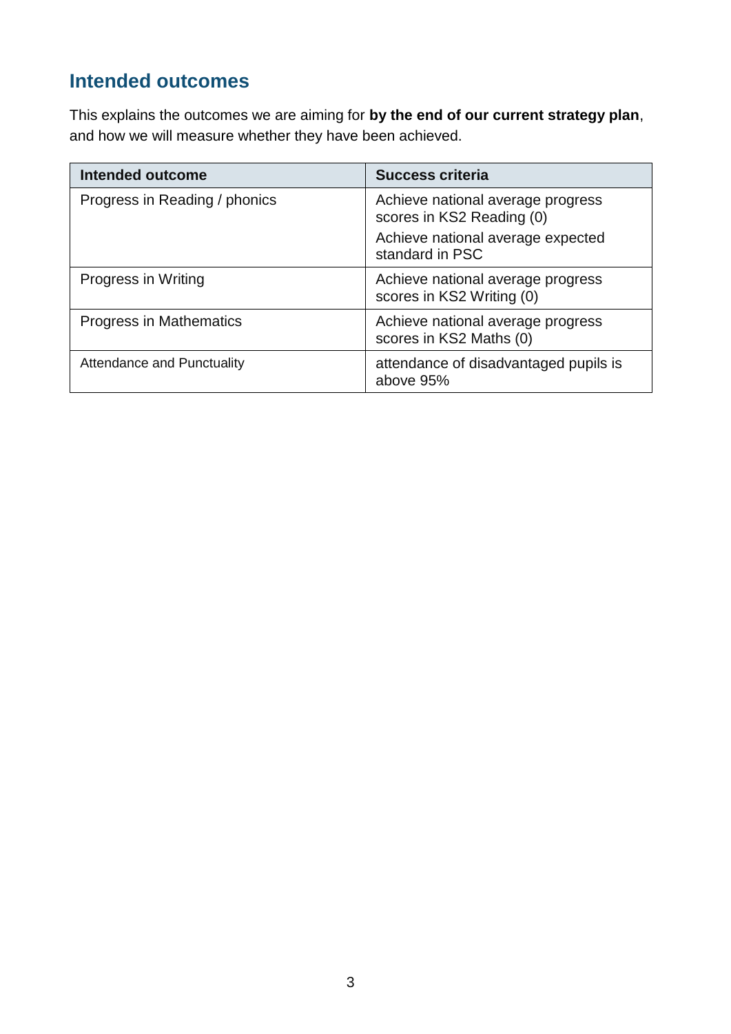## Intended outcomes

This explains the outcomes we are aiming for **by the end of our current strategy plan**, and how we will measure whether they have been achieved.

| Intended outcome | Success criteria |
| --- | --- |
| Progress in Reading / phonics | Achieve national average progress scores in KS2 Reading (0)<br>Achieve national average expected standard in PSC |
| Progress in Writing | Achieve national average progress scores in KS2 Writing (0) |
| Progress in Mathematics | Achieve national average progress scores in KS2 Maths (0) |
| Attendance and Punctuality | attendance of disadvantaged pupils is above 95% |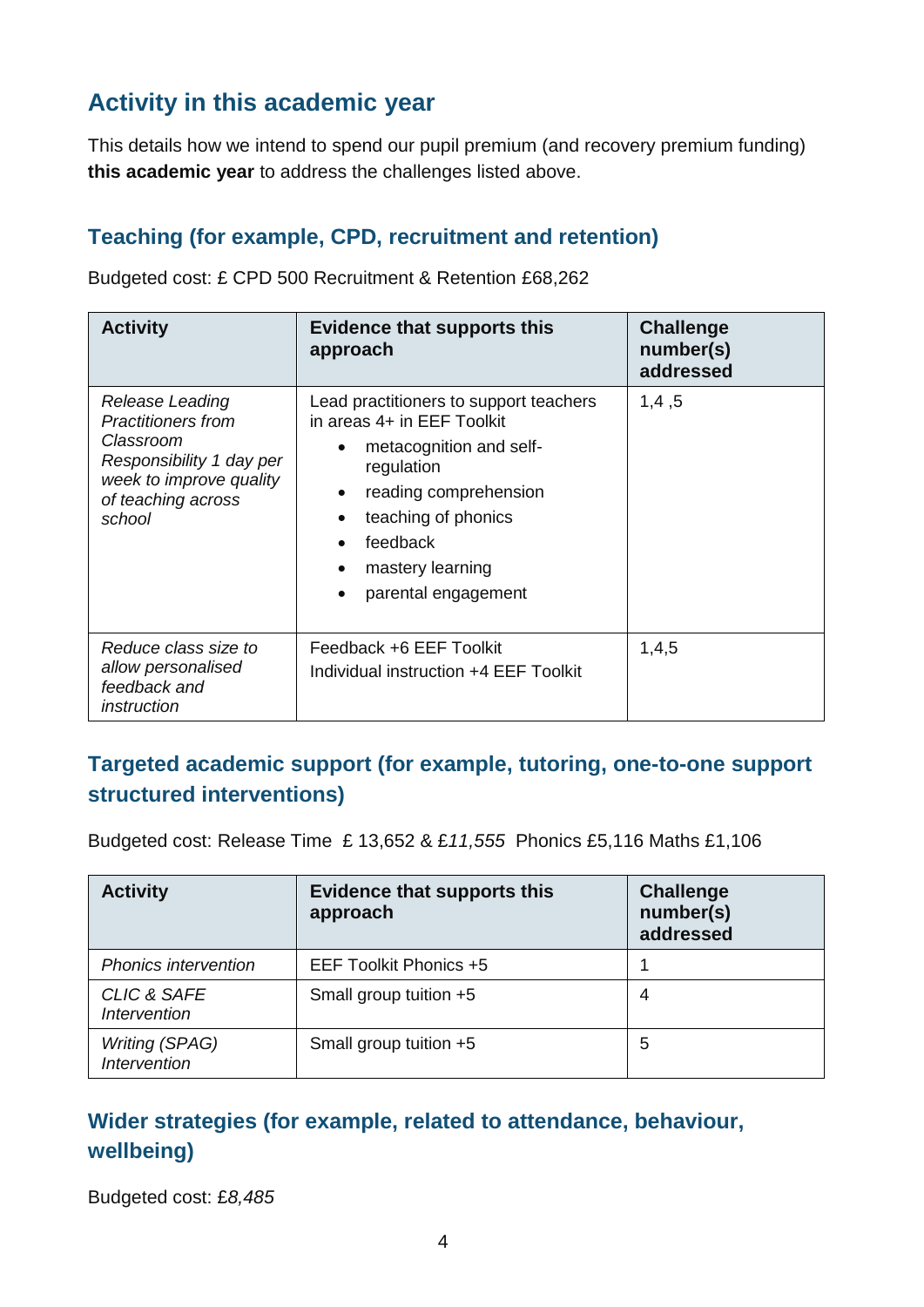## Activity in this academic year

This details how we intend to spend our pupil premium (and recovery premium funding) **this academic year** to address the challenges listed above.

### Teaching (for example, CPD, recruitment and retention)

Budgeted cost: £ CPD 500 Recruitment & Retention £68,262

| Activity | Evidence that supports this approach | Challenge number(s) addressed |
|---|---|---|
| *Release Leading Practitioners from Classroom Responsibility 1 day per week to improve quality of teaching across school* | Lead practitioners to support teachers in areas 4+ in EEF Toolkit<br>• metacognition and self-regulation<br>• reading comprehension<br>• teaching of phonics<br>• feedback<br>• mastery learning<br>• parental engagement | 1,4 ,5 |
| *Reduce class size to allow personalised feedback and instruction* | Feedback +6 EEF Toolkit<br>Individual instruction +4 EEF Toolkit | 1,4,5 |

### Targeted academic support (for example, tutoring, one-to-one support structured interventions)

Budgeted cost: Release Time £ 13,652 & £*11,555* Phonics £5,116 Maths £1,106

| Activity | Evidence that supports this approach | Challenge number(s) addressed |
|---|---|---|
| *Phonics intervention* | EEF Toolkit Phonics +5 | 1 |
| *CLIC & SAFE Intervention* | Small group tuition +5 | 4 |
| *Writing (SPAG) Intervention* | Small group tuition +5 | 5 |

### Wider strategies (for example, related to attendance, behaviour, wellbeing)

Budgeted cost: £*8,485*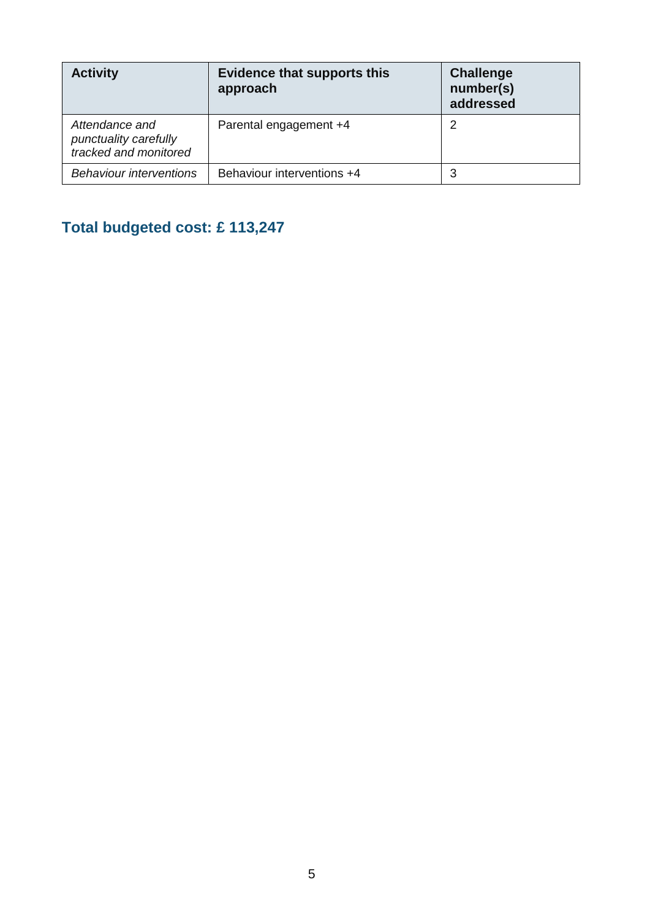| Activity | Evidence that supports this approach | Challenge number(s) addressed |
| --- | --- | --- |
| *Attendance and punctuality carefully tracked and monitored* | Parental engagement +4 | 2 |
| *Behaviour interventions* | Behaviour interventions +4 | 3 |

## Total budgeted cost: £ 113,247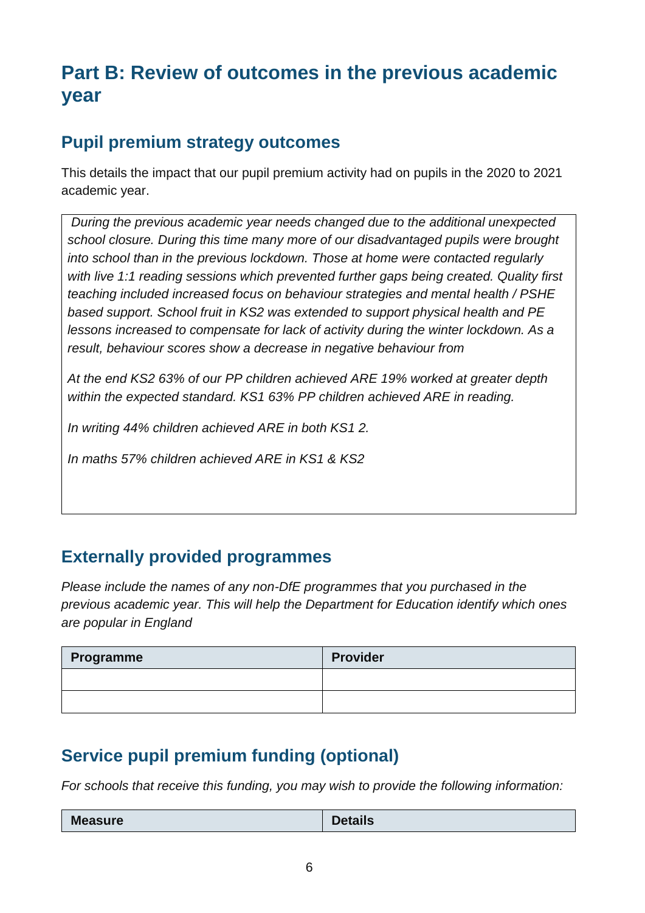# Part B: Review of outcomes in the previous academic year

## Pupil premium strategy outcomes

This details the impact that our pupil premium activity had on pupils in the 2020 to 2021 academic year.

*During the previous academic year needs changed due to the additional unexpected school closure. During this time many more of our disadvantaged pupils were brought into school than in the previous lockdown. Those at home were contacted regularly with live 1:1 reading sessions which prevented further gaps being created. Quality first teaching included increased focus on behaviour strategies and mental health / PSHE based support. School fruit in KS2 was extended to support physical health and PE lessons increased to compensate for lack of activity during the winter lockdown. As a result, behaviour scores show a decrease in negative behaviour from*

*At the end KS2 63% of our PP children achieved ARE 19% worked at greater depth within the expected standard. KS1 63% PP children achieved ARE in reading.*

*In writing 44% children achieved ARE in both KS1 2.*

*In maths 57% children achieved ARE in KS1 & KS2*

## Externally provided programmes

*Please include the names of any non-DfE programmes that you purchased in the previous academic year. This will help the Department for Education identify which ones are popular in England*

| Programme | Provider |
|---|---|
| | |
| | |

## Service pupil premium funding (optional)

*For schools that receive this funding, you may wish to provide the following information:*

| Measure | Details |
|---|---|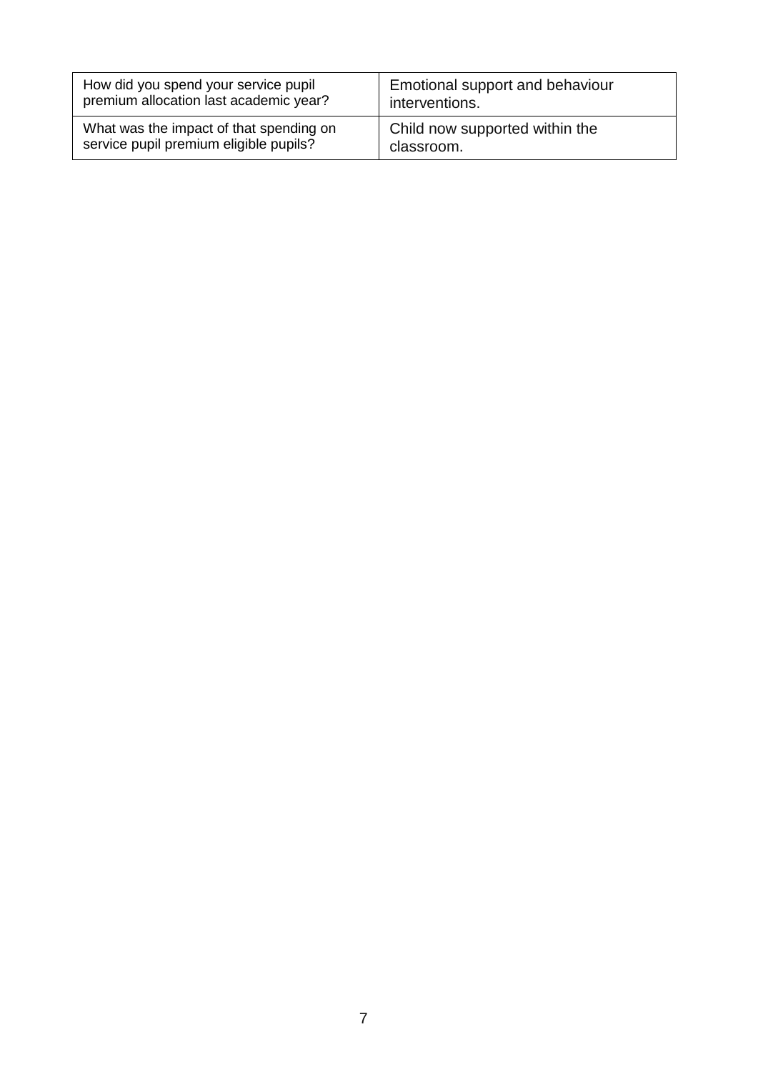| | |
|---|---|
| How did you spend your service pupil premium allocation last academic year? | Emotional support and behaviour interventions. |
| What was the impact of that spending on service pupil premium eligible pupils? | Child now supported within the classroom. |